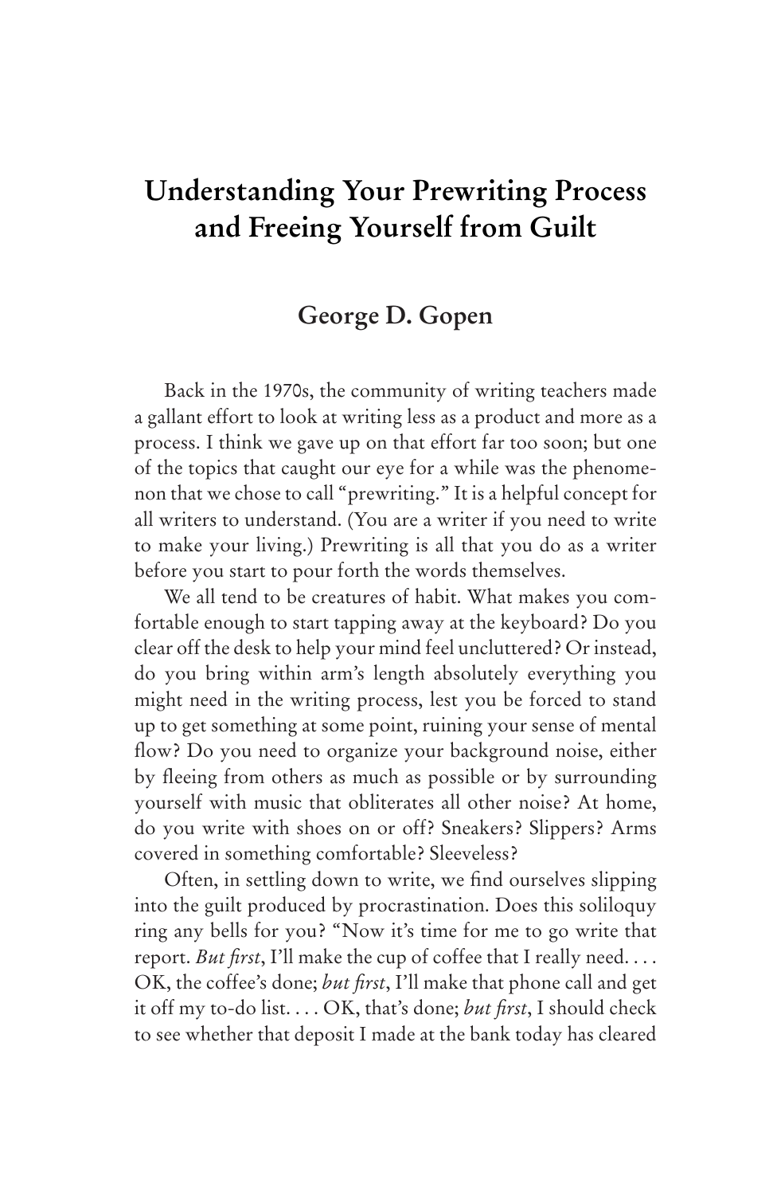# Understanding Your Prewriting Process and Freeing Yourself from Guilt

## George D. Gopen

Back in the 1970s, the community of writing teachers made a gallant effort to look at writing less as a product and more as a process. I think we gave up on that effort far too soon; but one of the topics that caught our eye for a while was the phenomenon that we chose to call "prewriting." It is a helpful concept for all writers to understand. (You are a writer if you need to write to make your living.) Prewriting is all that you do as a writer before you start to pour forth the words themselves.

We all tend to be creatures of habit. What makes you comfortable enough to start tapping away at the keyboard? Do you clear off the desk to help your mind feel uncluttered? Or instead, do you bring within arm's length absolutely everything you might need in the writing process, lest you be forced to stand up to get something at some point, ruining your sense of mental flow? Do you need to organize your background noise, either by fleeing from others as much as possible or by surrounding yourself with music that obliterates all other noise? At home, do you write with shoes on or off? Sneakers? Slippers? Arms covered in something comfortable? Sleeveless?

Often, in settling down to write, we find ourselves slipping into the guilt produced by procrastination. Does this soliloquy ring any bells for you? "Now it's time for me to go write that report. *But first*, I'll make the cup of coffee that I really need. . . . OK, the coffee's done; *but first*, I'll make that phone call and get it off my to-do list. . . . OK, that's done; *but first*, I should check to see whether that deposit I made at the bank today has cleared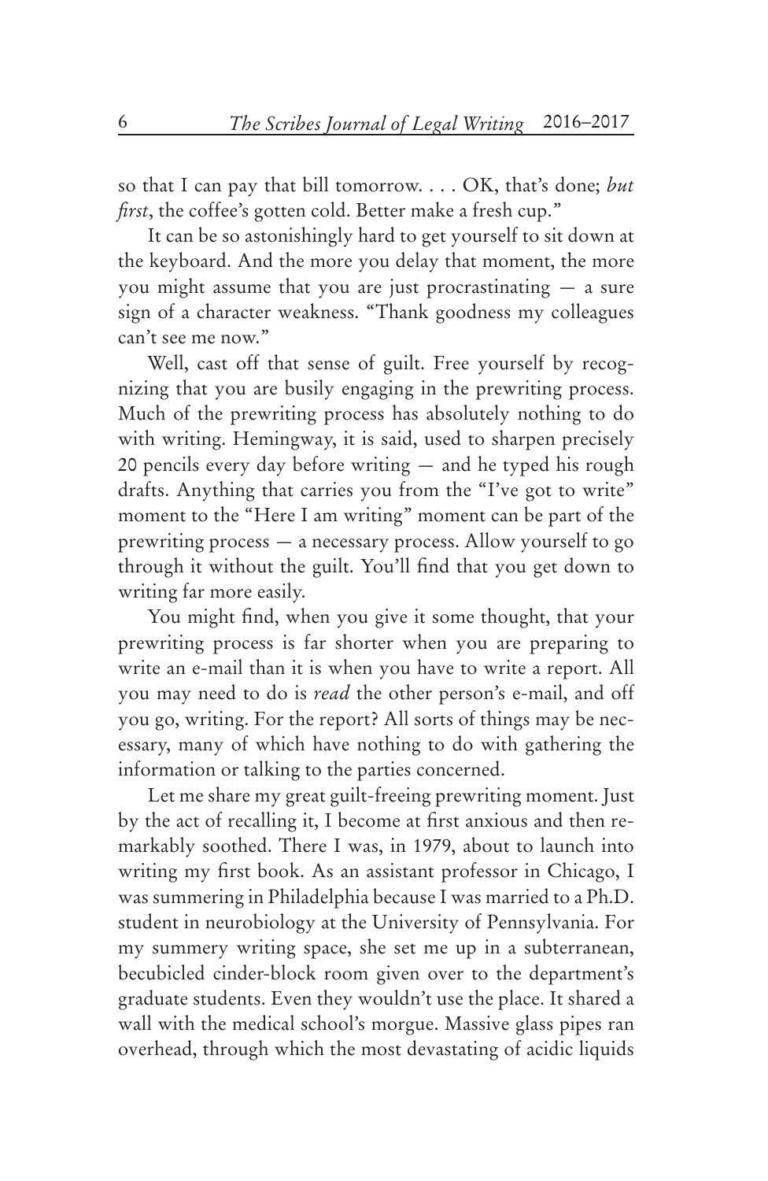so that I can pay that bill tomorrow. . . . OK, that's done; *but first*, the coffee's gotten cold. Better make a fresh cup."

It can be so astonishingly hard to get yourself to sit down at the keyboard. And the more you delay that moment, the more you might assume that you are just procrastinating — a sure sign of a character weakness. "Thank goodness my colleagues can't see me now."

Well, cast off that sense of guilt. Free yourself by recognizing that you are busily engaging in the prewriting process. Much of the prewriting process has absolutely nothing to do with writing. Hemingway, it is said, used to sharpen precisely 20 pencils every day before writing — and he typed his rough drafts. Anything that carries you from the "I've got to write" moment to the "Here I am writing" moment can be part of the prewriting process — a necessary process. Allow yourself to go through it without the guilt. You'll find that you get down to writing far more easily.

You might find, when you give it some thought, that your prewriting process is far shorter when you are preparing to write an e-mail than it is when you have to write a report. All you may need to do is *read* the other person's e-mail, and off you go, writing. For the report? All sorts of things may be necessary, many of which have nothing to do with gathering the information or talking to the parties concerned.

Let me share my great guilt-freeing prewriting moment. Just by the act of recalling it, I become at first anxious and then remarkably soothed. There I was, in 1979, about to launch into writing my first book. As an assistant professor in Chicago, I was summering in Philadelphia because I was married to a Ph.D. student in neurobiology at the University of Pennsylvania. For my summery writing space, she set me up in a subterranean, becubicled cinder-block room given over to the department's graduate students. Even they wouldn't use the place. It shared a wall with the medical school's morgue. Massive glass pipes ran overhead, through which the most devastating of acidic liquids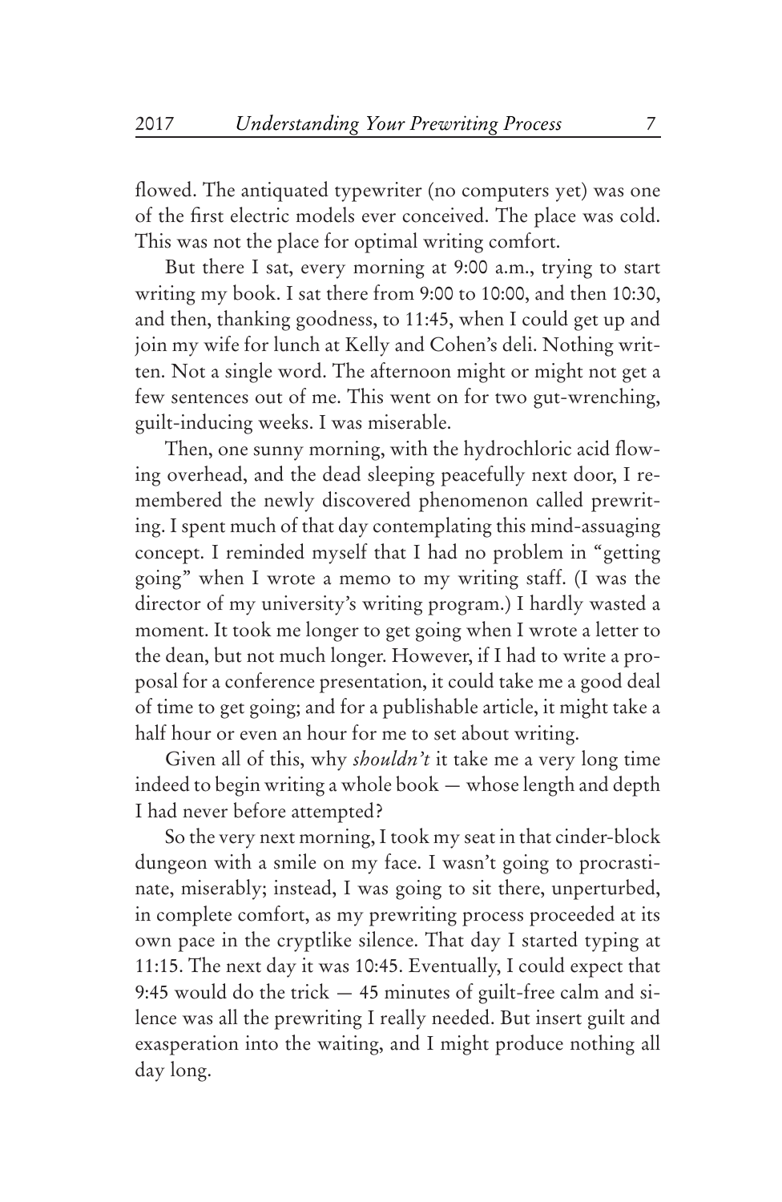flowed. The antiquated typewriter (no computers yet) was one of the first electric models ever conceived. The place was cold. This was not the place for optimal writing comfort.

But there I sat, every morning at 9:00 a.m., trying to start writing my book. I sat there from 9:00 to 10:00, and then 10:30, and then, thanking goodness, to 11:45, when I could get up and join my wife for lunch at Kelly and Cohen's deli. Nothing written. Not a single word. The afternoon might or might not get a few sentences out of me. This went on for two gut-wrenching, guilt-inducing weeks. I was miserable.

Then, one sunny morning, with the hydrochloric acid flowing overhead, and the dead sleeping peacefully next door, I remembered the newly discovered phenomenon called prewriting. I spent much of that day contemplating this mind-assuaging concept. I reminded myself that I had no problem in "getting going" when I wrote a memo to my writing staff. (I was the director of my university's writing program.) I hardly wasted a moment. It took me longer to get going when I wrote a letter to the dean, but not much longer. However, if I had to write a proposal for a conference presentation, it could take me a good deal of time to get going; and for a publishable article, it might take a half hour or even an hour for me to set about writing.

Given all of this, why *shouldn't* it take me a very long time indeed to begin writing a whole book — whose length and depth I had never before attempted?

So the very next morning, I took my seat in that cinder-block dungeon with a smile on my face. I wasn't going to procrastinate, miserably; instead, I was going to sit there, unperturbed, in complete comfort, as my prewriting process proceeded at its own pace in the cryptlike silence. That day I started typing at 11:15. The next day it was 10:45. Eventually, I could expect that 9:45 would do the trick — 45 minutes of guilt-free calm and silence was all the prewriting I really needed. But insert guilt and exasperation into the waiting, and I might produce nothing all day long.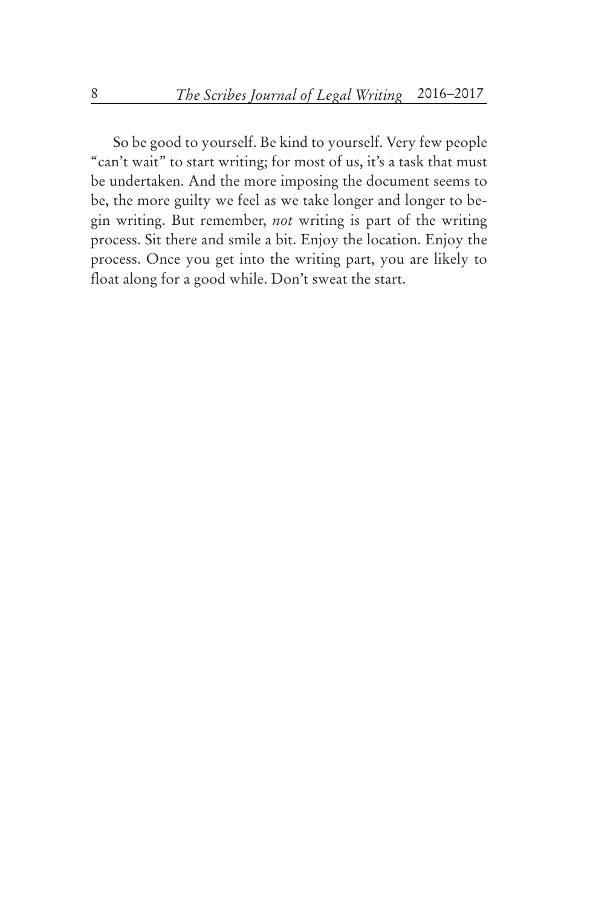So be good to yourself. Be kind to yourself. Very few people "can't wait" to start writing; for most of us, it's a task that must be undertaken. And the more imposing the document seems to be, the more guilty we feel as we take longer and longer to begin writing. But remember, *not* writing is part of the writing process. Sit there and smile a bit. Enjoy the location. Enjoy the process. Once you get into the writing part, you are likely to float along for a good while. Don't sweat the start.